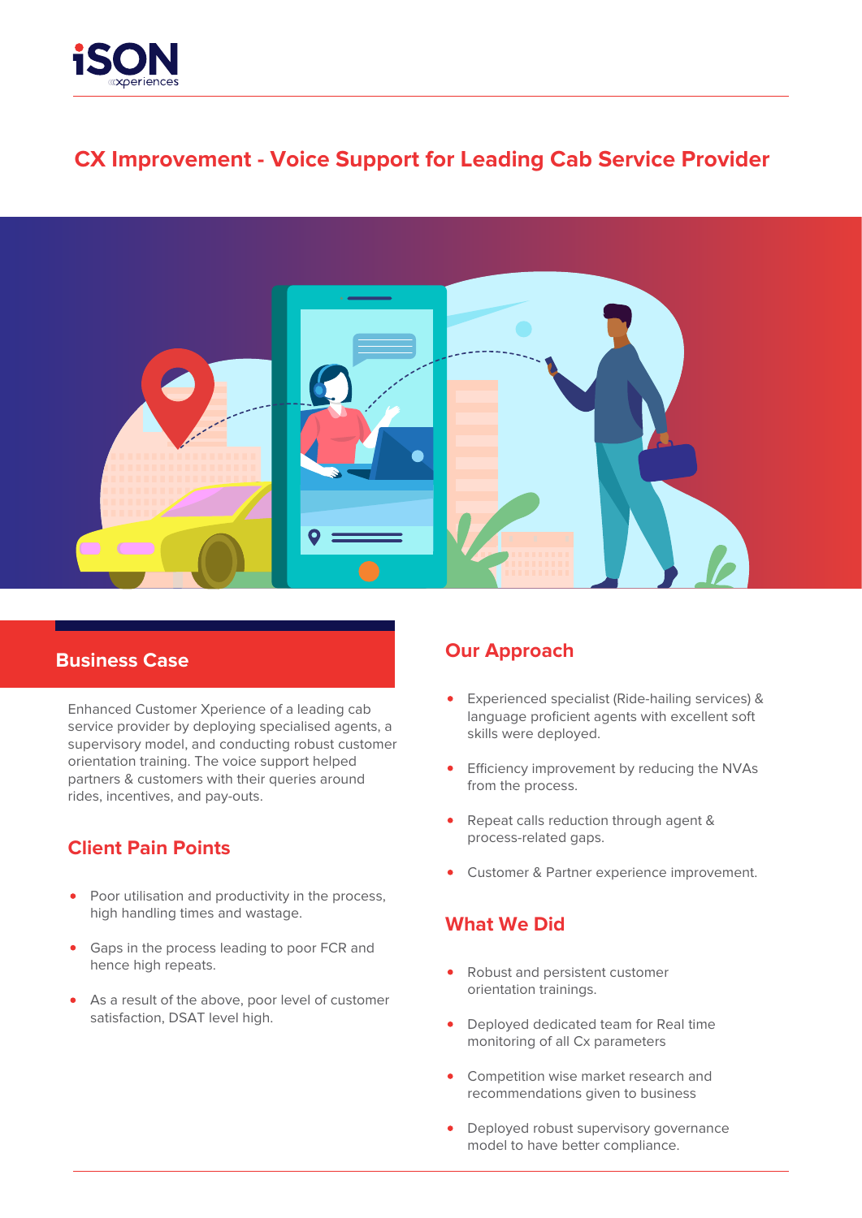# CX Improvement - Voice Support for Leading Cab Service Provider

## Business Case

Enhanced Customer Xperience of a leading cab service provider by deploying specialised agents, a supervisory model, and conducting robust customer orientation training. The voice support helped partners & customers with their queries around rides, incentives, and pay-outs.

## Client Pain Points

- Poor utilisation and productivity in the process, high handling times and wastage.
- Gaps in the process leading to poor FCR and hence high repeats.
- As a result of the above, poor level of customer satisfaction, DSAT level high.

## Our Approach

- Experienced specialist (Ride-hailing services) & language proficient agents with excellent soft skills were deployed.
- Efficiency improvement by reducing the NVAs from the process.
- Repeat calls reduction through agent & process-related gaps.
- Customer & Partner experience improvement.

## What We Did

- Robust and persistent customer orientation trainings.
- Deployed dedicated team for Real time monitoring of all Cx parameters
- Competition wise market research and recommendations given to business
- Deployed robust supervisory governance model to have better compliance.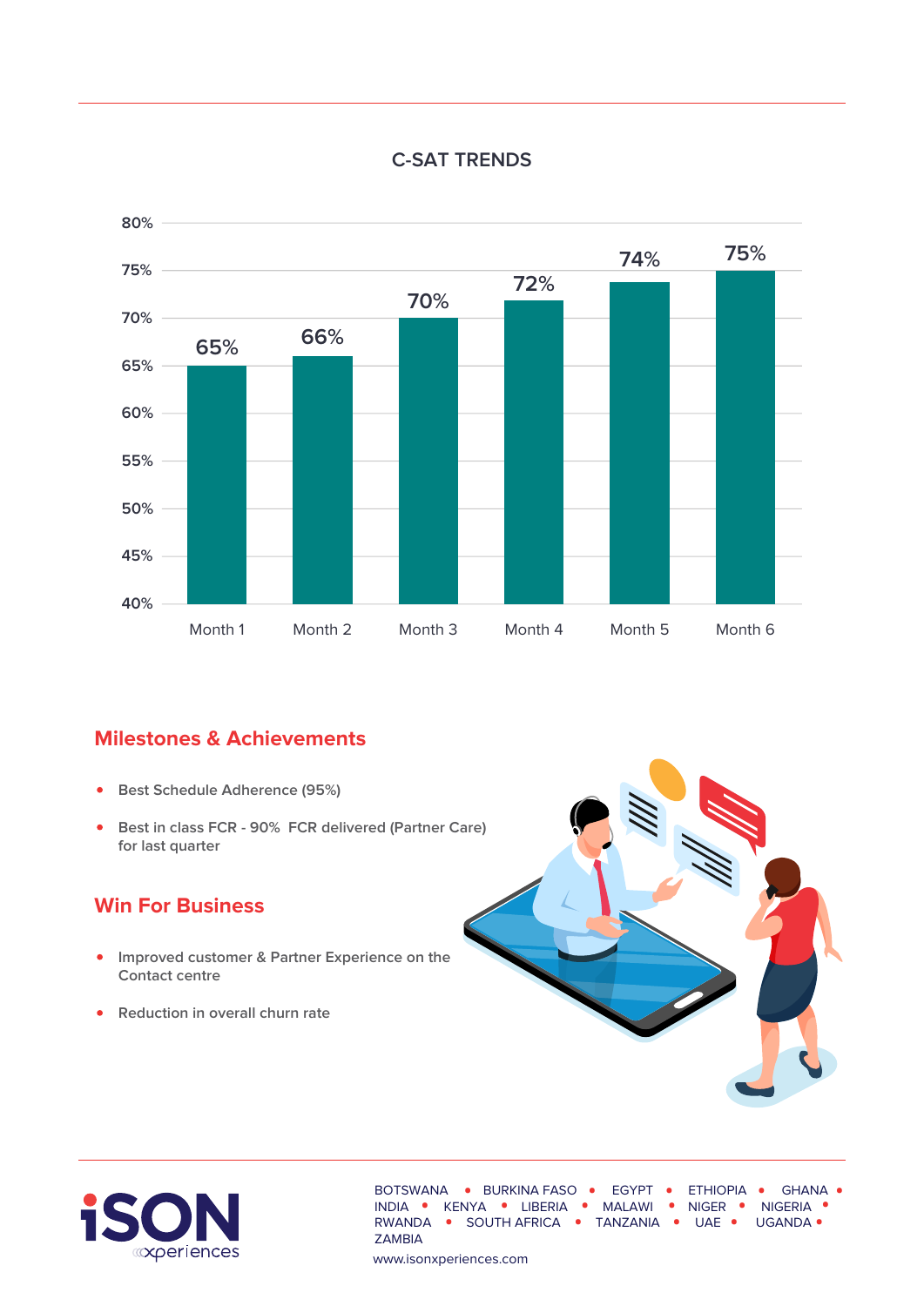## C-SAT TRENDS

80%
75%
70%
65%
60%
55%
50%
45%
40%

65% 66% 70% 72% 74% 75%

Month 1 Month 2 Month 3 Month 4 Month 5 Month 6

## Milestones & Achievements

- Best Schedule Adherence (95%)
- Best in class FCR - 90% FCR delivered (Partner Care) for last quarter

## Win For Business

- Improved customer & Partner Experience on the Contact centre
- Reduction in overall churn rate

iSON xperiences

BOTSWANA • BURKINA FASO • EGYPT • ETHIOPIA • GHANA • INDIA • KENYA • LIBERIA • MALAWI • NIGER • NIGERIA • RWANDA • SOUTH AFRICA • TANZANIA • UAE • UGANDA • ZAMBIA

www.isonxperiences.com